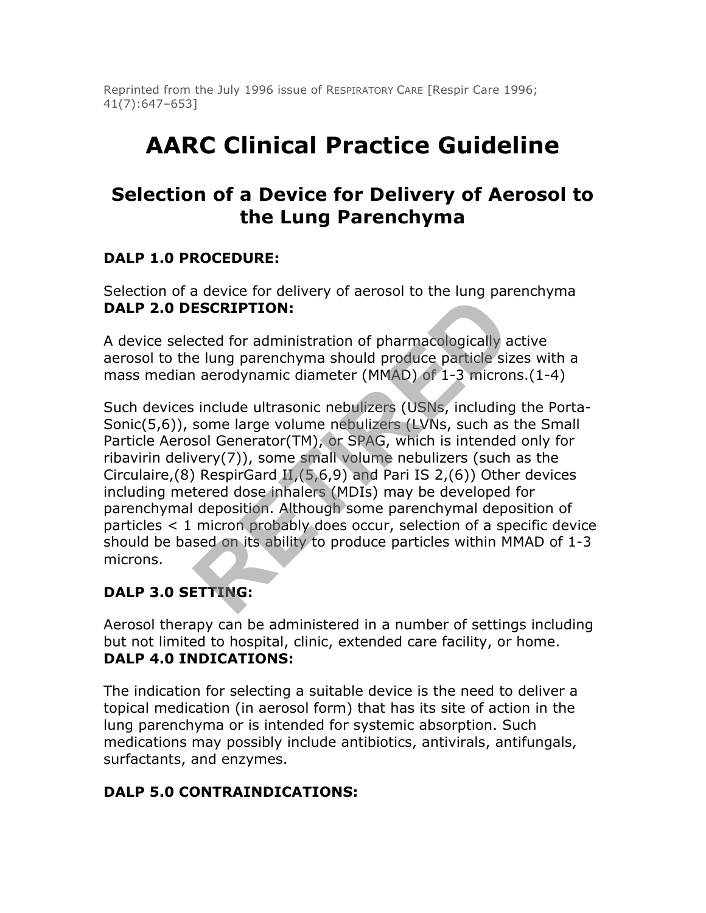Reprinted from the July 1996 issue of RESPIRATORY CARE [Respir Care 1996; 41(7):647–653]

# AARC Clinical Practice Guideline

## Selection of a Device for Delivery of Aerosol to the Lung Parenchyma

### DALP 1.0 PROCEDURE:

Selection of a device for delivery of aerosol to the lung parenchyma

### DALP 2.0 DESCRIPTION:

A device selected for administration of pharmacologically active aerosol to the lung parenchyma should produce particle sizes with a mass median aerodynamic diameter (MMAD) of 1-3 microns.(1-4)

Such devices include ultrasonic nebulizers (USNs, including the Porta-Sonic(5,6)), some large volume nebulizers (LVNs, such as the Small Particle Aerosol Generator(TM), or SPAG, which is intended only for ribavirin delivery(7)), some small volume nebulizers (such as the Circulaire,(8) RespirGard II,(5,6,9) and Pari IS 2,(6)) Other devices including metered dose inhalers (MDIs) may be developed for parenchymal deposition. Although some parenchymal deposition of particles < 1 micron probably does occur, selection of a specific device should be based on its ability to produce particles within MMAD of 1-3 microns.

### DALP 3.0 SETTING:

Aerosol therapy can be administered in a number of settings including but not limited to hospital, clinic, extended care facility, or home.

### DALP 4.0 INDICATIONS:

The indication for selecting a suitable device is the need to deliver a topical medication (in aerosol form) that has its site of action in the lung parenchyma or is intended for systemic absorption. Such medications may possibly include antibiotics, antivirals, antifungals, surfactants, and enzymes.

### DALP 5.0 CONTRAINDICATIONS: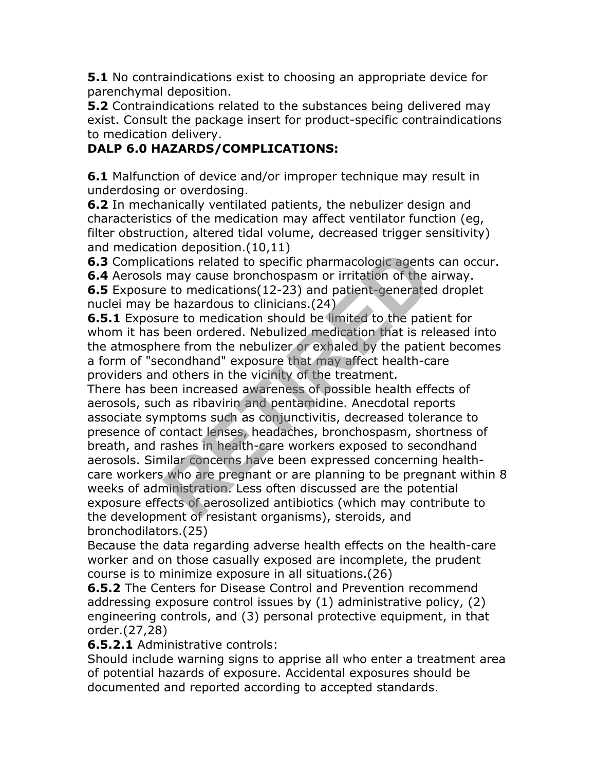**5.1** No contraindications exist to choosing an appropriate device for parenchymal deposition.

**5.2** Contraindications related to the substances being delivered may exist. Consult the package insert for product-specific contraindications to medication delivery.

## DALP 6.0 HAZARDS/COMPLICATIONS:

**6.1** Malfunction of device and/or improper technique may result in underdosing or overdosing.

**6.2** In mechanically ventilated patients, the nebulizer design and characteristics of the medication may affect ventilator function (eg, filter obstruction, altered tidal volume, decreased trigger sensitivity) and medication deposition.(10,11)

**6.3** Complications related to specific pharmacologic agents can occur.

**6.4** Aerosols may cause bronchospasm or irritation of the airway.

**6.5** Exposure to medications(12-23) and patient-generated droplet nuclei may be hazardous to clinicians.(24)

**6.5.1** Exposure to medication should be limited to the patient for whom it has been ordered. Nebulized medication that is released into the atmosphere from the nebulizer or exhaled by the patient becomes a form of "secondhand" exposure that may affect health-care providers and others in the vicinity of the treatment.

There has been increased awareness of possible health effects of aerosols, such as ribavirin and pentamidine. Anecdotal reports associate symptoms such as conjunctivitis, decreased tolerance to presence of contact lenses, headaches, bronchospasm, shortness of breath, and rashes in health-care workers exposed to secondhand aerosols. Similar concerns have been expressed concerning health-care workers who are pregnant or are planning to be pregnant within 8 weeks of administration. Less often discussed are the potential exposure effects of aerosolized antibiotics (which may contribute to the development of resistant organisms), steroids, and bronchodilators.(25)

Because the data regarding adverse health effects on the health-care worker and on those casually exposed are incomplete, the prudent course is to minimize exposure in all situations.(26)

**6.5.2** The Centers for Disease Control and Prevention recommend addressing exposure control issues by (1) administrative policy, (2) engineering controls, and (3) personal protective equipment, in that order.(27,28)

**6.5.2.1** Administrative controls:

Should include warning signs to apprise all who enter a treatment area of potential hazards of exposure. Accidental exposures should be documented and reported according to accepted standards.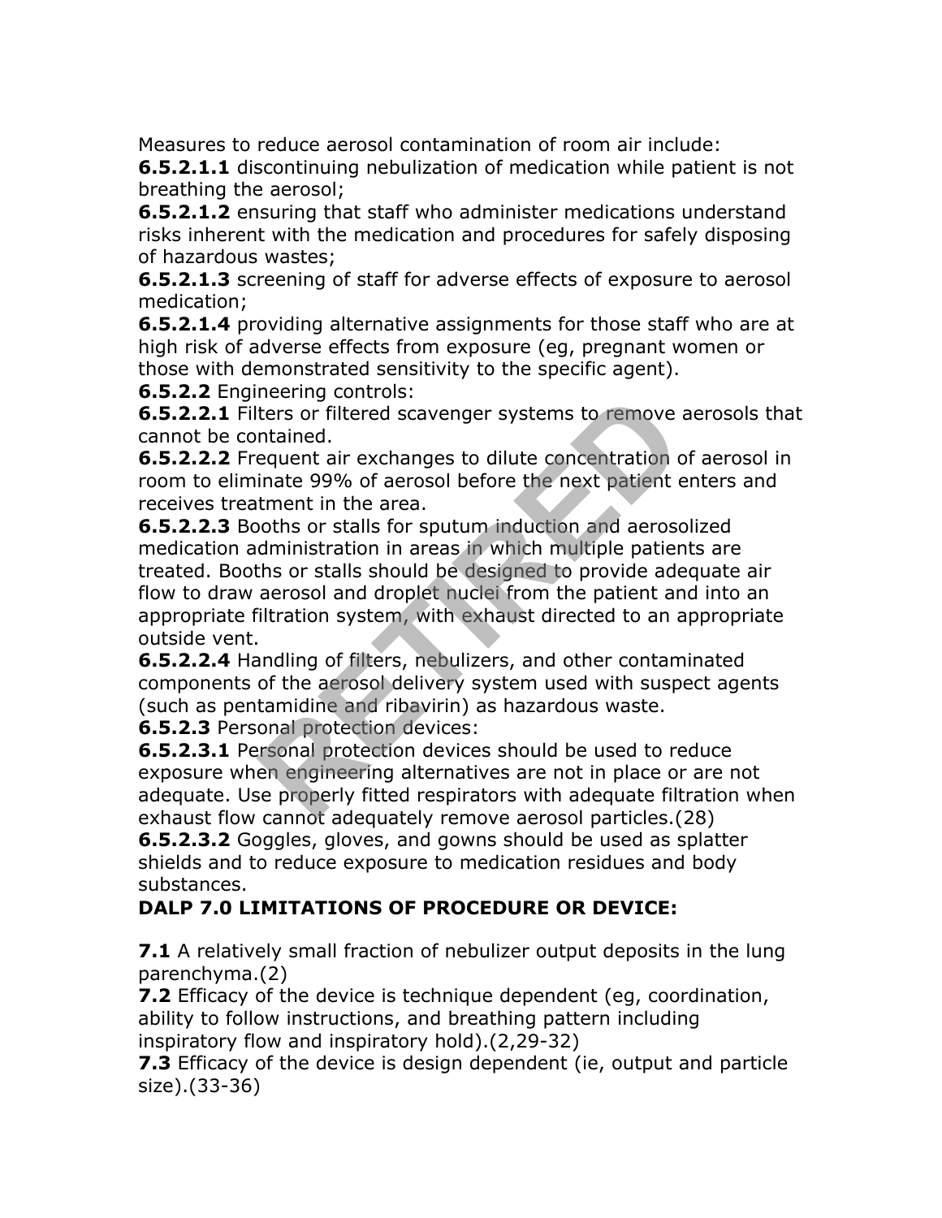Measures to reduce aerosol contamination of room air include:

**6.5.2.1.1** discontinuing nebulization of medication while patient is not breathing the aerosol;

**6.5.2.1.2** ensuring that staff who administer medications understand risks inherent with the medication and procedures for safely disposing of hazardous wastes;

**6.5.2.1.3** screening of staff for adverse effects of exposure to aerosol medication;

**6.5.2.1.4** providing alternative assignments for those staff who are at high risk of adverse effects from exposure (eg, pregnant women or those with demonstrated sensitivity to the specific agent).

**6.5.2.2** Engineering controls:

**6.5.2.2.1** Filters or filtered scavenger systems to remove aerosols that cannot be contained.

**6.5.2.2.2** Frequent air exchanges to dilute concentration of aerosol in room to eliminate 99% of aerosol before the next patient enters and receives treatment in the area.

**6.5.2.2.3** Booths or stalls for sputum induction and aerosolized medication administration in areas in which multiple patients are treated. Booths or stalls should be designed to provide adequate air flow to draw aerosol and droplet nuclei from the patient and into an appropriate filtration system, with exhaust directed to an appropriate outside vent.

**6.5.2.2.4** Handling of filters, nebulizers, and other contaminated components of the aerosol delivery system used with suspect agents (such as pentamidine and ribavirin) as hazardous waste.

**6.5.2.3** Personal protection devices:

**6.5.2.3.1** Personal protection devices should be used to reduce exposure when engineering alternatives are not in place or are not adequate. Use properly fitted respirators with adequate filtration when exhaust flow cannot adequately remove aerosol particles.(28)

**6.5.2.3.2** Goggles, gloves, and gowns should be used as splatter shields and to reduce exposure to medication residues and body substances.

**DALP 7.0 LIMITATIONS OF PROCEDURE OR DEVICE:**

**7.1** A relatively small fraction of nebulizer output deposits in the lung parenchyma.(2)

**7.2** Efficacy of the device is technique dependent (eg, coordination, ability to follow instructions, and breathing pattern including inspiratory flow and inspiratory hold).(2,29-32)

**7.3** Efficacy of the device is design dependent (ie, output and particle size).(33-36)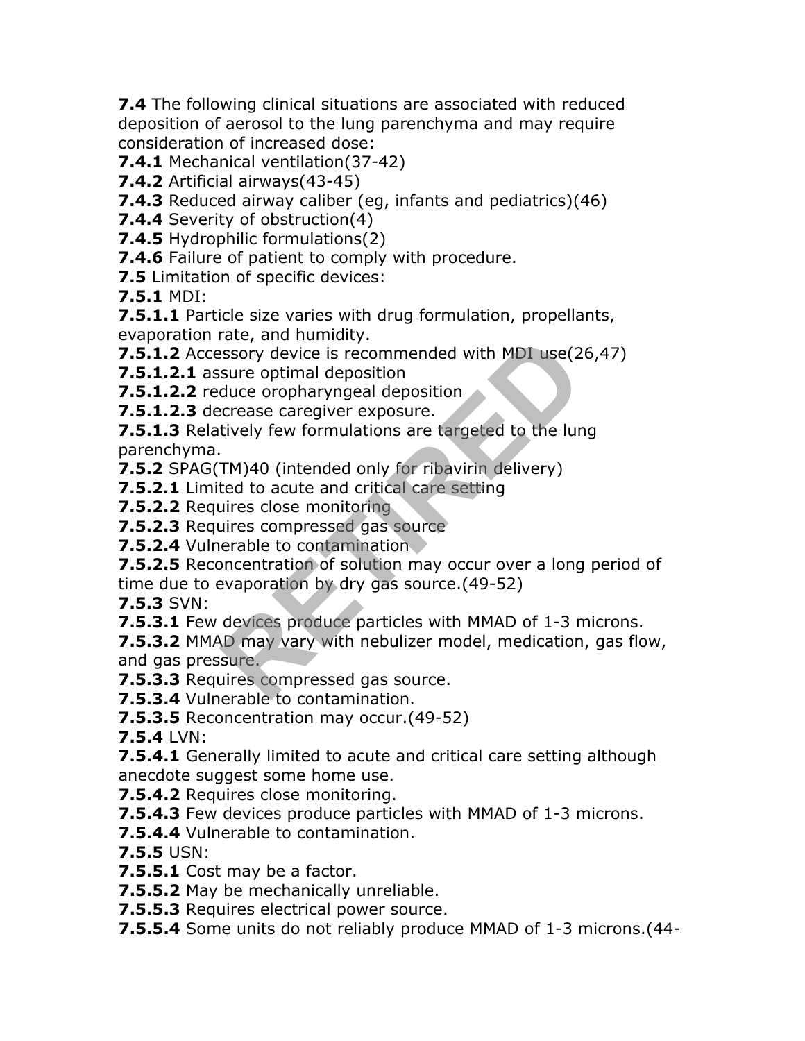**7.4** The following clinical situations are associated with reduced deposition of aerosol to the lung parenchyma and may require consideration of increased dose:

**7.4.1** Mechanical ventilation(37-42)

**7.4.2** Artificial airways(43-45)

**7.4.3** Reduced airway caliber (eg, infants and pediatrics)(46)

**7.4.4** Severity of obstruction(4)

**7.4.5** Hydrophilic formulations(2)

**7.4.6** Failure of patient to comply with procedure.

**7.5** Limitation of specific devices:

**7.5.1** MDI:

**7.5.1.1** Particle size varies with drug formulation, propellants, evaporation rate, and humidity.

**7.5.1.2** Accessory device is recommended with MDI use(26,47)

**7.5.1.2.1** assure optimal deposition

**7.5.1.2.2** reduce oropharyngeal deposition

**7.5.1.2.3** decrease caregiver exposure.

**7.5.1.3** Relatively few formulations are targeted to the lung parenchyma.

**7.5.2** SPAG(TM)40 (intended only for ribavirin delivery)

**7.5.2.1** Limited to acute and critical care setting

**7.5.2.2** Requires close monitoring

**7.5.2.3** Requires compressed gas source

**7.5.2.4** Vulnerable to contamination

**7.5.2.5** Reconcentration of solution may occur over a long period of time due to evaporation by dry gas source.(49-52)

**7.5.3** SVN:

**7.5.3.1** Few devices produce particles with MMAD of 1-3 microns.

**7.5.3.2** MMAD may vary with nebulizer model, medication, gas flow, and gas pressure.

**7.5.3.3** Requires compressed gas source.

**7.5.3.4** Vulnerable to contamination.

**7.5.3.5** Reconcentration may occur.(49-52)

**7.5.4** LVN:

**7.5.4.1** Generally limited to acute and critical care setting although anecdote suggest some home use.

**7.5.4.2** Requires close monitoring.

**7.5.4.3** Few devices produce particles with MMAD of 1-3 microns.

**7.5.4.4** Vulnerable to contamination.

**7.5.5** USN:

**7.5.5.1** Cost may be a factor.

**7.5.5.2** May be mechanically unreliable.

**7.5.5.3** Requires electrical power source.

**7.5.5.4** Some units do not reliably produce MMAD of 1-3 microns.(44-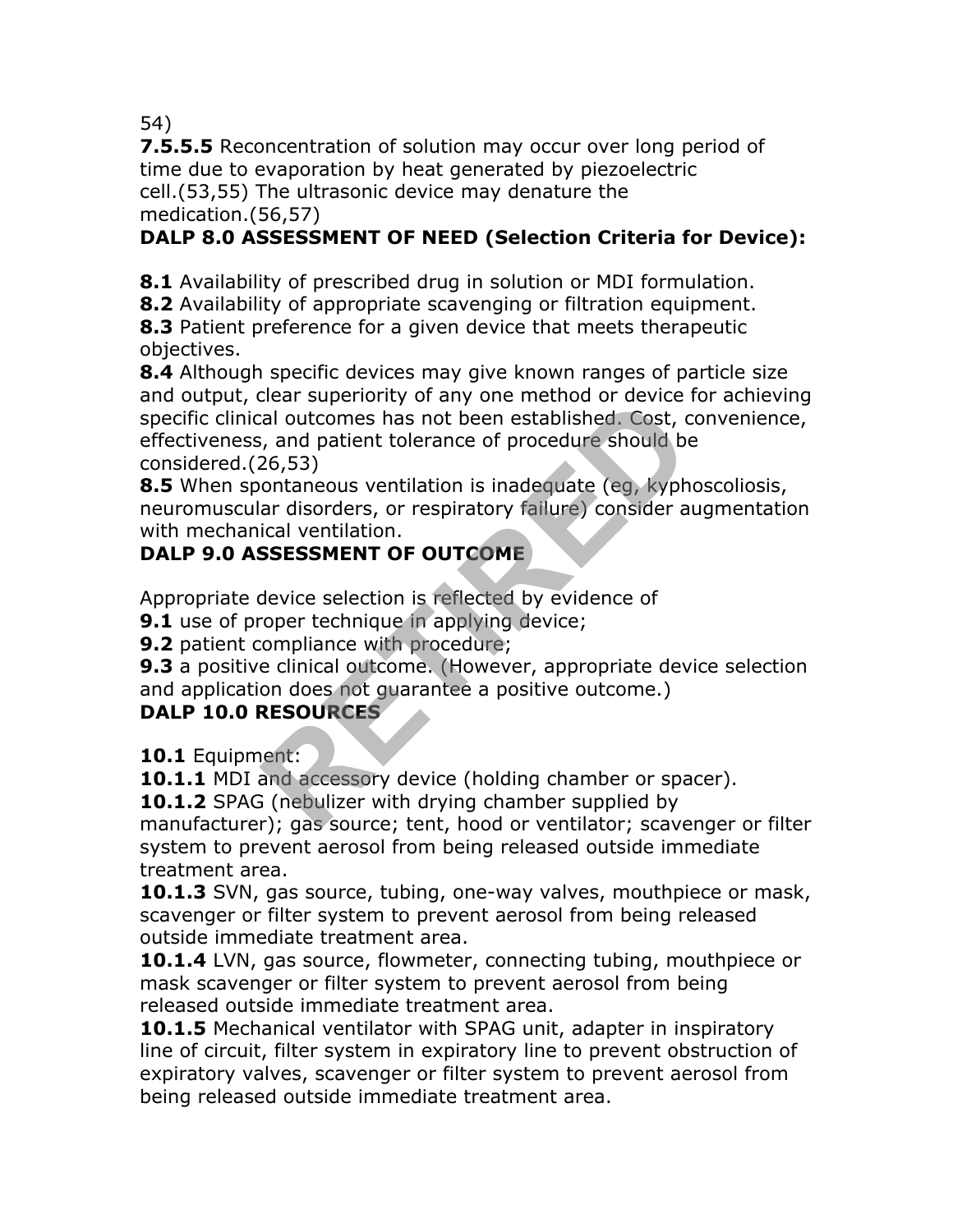54)

**7.5.5.5** Reconcentration of solution may occur over long period of time due to evaporation by heat generated by piezoelectric cell.(53,55) The ultrasonic device may denature the medication.(56,57)

## DALP 8.0 ASSESSMENT OF NEED (Selection Criteria for Device):

**8.1** Availability of prescribed drug in solution or MDI formulation.
**8.2** Availability of appropriate scavenging or filtration equipment.
**8.3** Patient preference for a given device that meets therapeutic objectives.
**8.4** Although specific devices may give known ranges of particle size and output, clear superiority of any one method or device for achieving specific clinical outcomes has not been established. Cost, convenience, effectiveness, and patient tolerance of procedure should be considered.(26,53)
**8.5** When spontaneous ventilation is inadequate (eg, kyphoscoliosis, neuromuscular disorders, or respiratory failure) consider augmentation with mechanical ventilation.

## DALP 9.0 ASSESSMENT OF OUTCOME

Appropriate device selection is reflected by evidence of
**9.1** use of proper technique in applying device;
**9.2** patient compliance with procedure;
**9.3** a positive clinical outcome. (However, appropriate device selection and application does not guarantee a positive outcome.)

## DALP 10.0 RESOURCES

**10.1** Equipment:
**10.1.1** MDI and accessory device (holding chamber or spacer).
**10.1.2** SPAG (nebulizer with drying chamber supplied by manufacturer); gas source; tent, hood or ventilator; scavenger or filter system to prevent aerosol from being released outside immediate treatment area.
**10.1.3** SVN, gas source, tubing, one-way valves, mouthpiece or mask, scavenger or filter system to prevent aerosol from being released outside immediate treatment area.
**10.1.4** LVN, gas source, flowmeter, connecting tubing, mouthpiece or mask scavenger or filter system to prevent aerosol from being released outside immediate treatment area.
**10.1.5** Mechanical ventilator with SPAG unit, adapter in inspiratory line of circuit, filter system in expiratory line to prevent obstruction of expiratory valves, scavenger or filter system to prevent aerosol from being released outside immediate treatment area.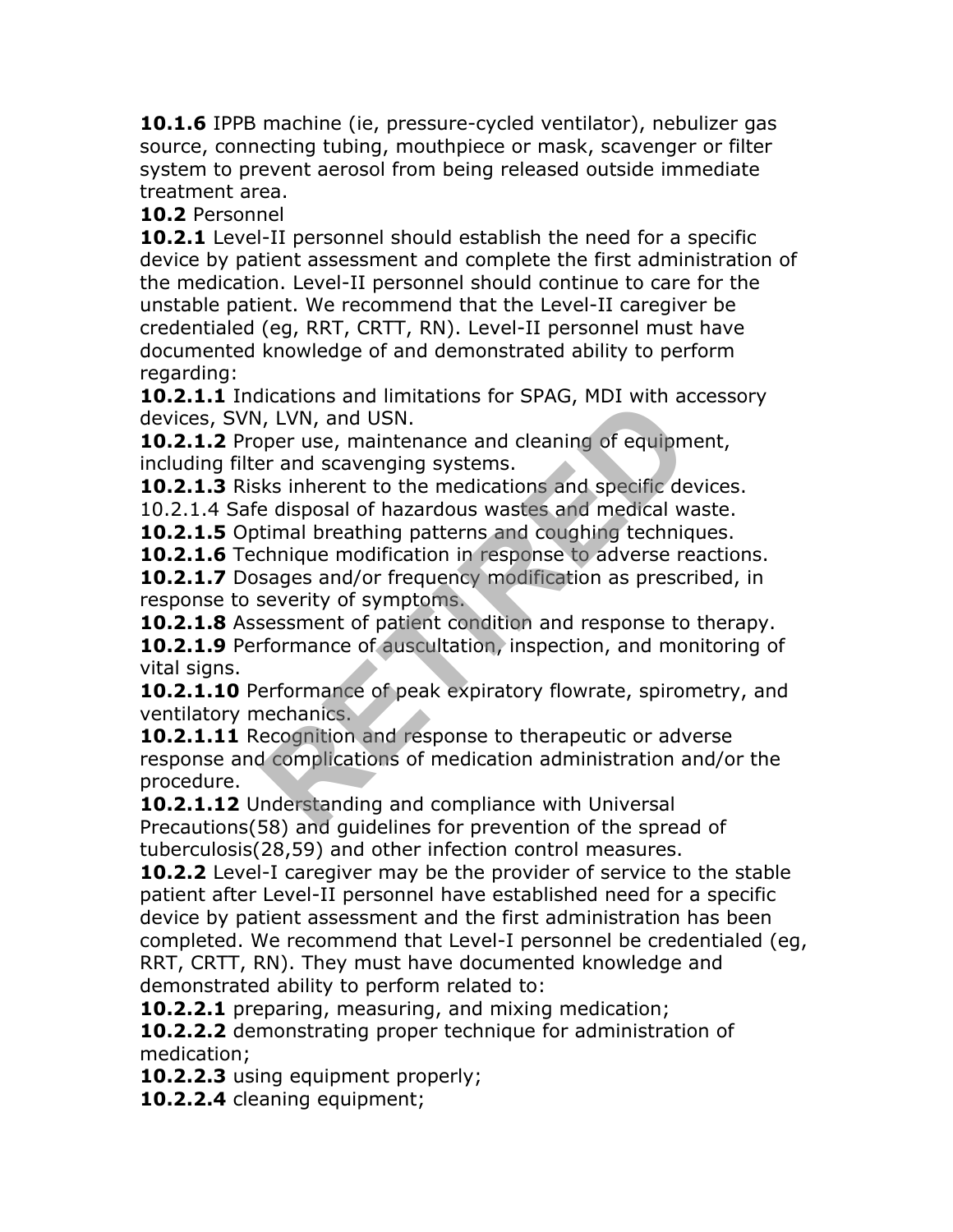**10.1.6** IPPB machine (ie, pressure-cycled ventilator), nebulizer gas source, connecting tubing, mouthpiece or mask, scavenger or filter system to prevent aerosol from being released outside immediate treatment area.

**10.2** Personnel

**10.2.1** Level-II personnel should establish the need for a specific device by patient assessment and complete the first administration of the medication. Level-II personnel should continue to care for the unstable patient. We recommend that the Level-II caregiver be credentialed (eg, RRT, CRTT, RN). Level-II personnel must have documented knowledge of and demonstrated ability to perform regarding:

**10.2.1.1** Indications and limitations for SPAG, MDI with accessory devices, SVN, LVN, and USN.

**10.2.1.2** Proper use, maintenance and cleaning of equipment, including filter and scavenging systems.

**10.2.1.3** Risks inherent to the medications and specific devices.

10.2.1.4 Safe disposal of hazardous wastes and medical waste.

**10.2.1.5** Optimal breathing patterns and coughing techniques.

**10.2.1.6** Technique modification in response to adverse reactions.

**10.2.1.7** Dosages and/or frequency modification as prescribed, in response to severity of symptoms.

**10.2.1.8** Assessment of patient condition and response to therapy.

**10.2.1.9** Performance of auscultation, inspection, and monitoring of vital signs.

**10.2.1.10** Performance of peak expiratory flowrate, spirometry, and ventilatory mechanics.

**10.2.1.11** Recognition and response to therapeutic or adverse response and complications of medication administration and/or the procedure.

**10.2.1.12** Understanding and compliance with Universal Precautions(58) and guidelines for prevention of the spread of tuberculosis(28,59) and other infection control measures.

**10.2.2** Level-I caregiver may be the provider of service to the stable patient after Level-II personnel have established need for a specific device by patient assessment and the first administration has been completed. We recommend that Level-I personnel be credentialed (eg, RRT, CRTT, RN). They must have documented knowledge and demonstrated ability to perform related to:

**10.2.2.1** preparing, measuring, and mixing medication;

**10.2.2.2** demonstrating proper technique for administration of medication;

**10.2.2.3** using equipment properly;

**10.2.2.4** cleaning equipment;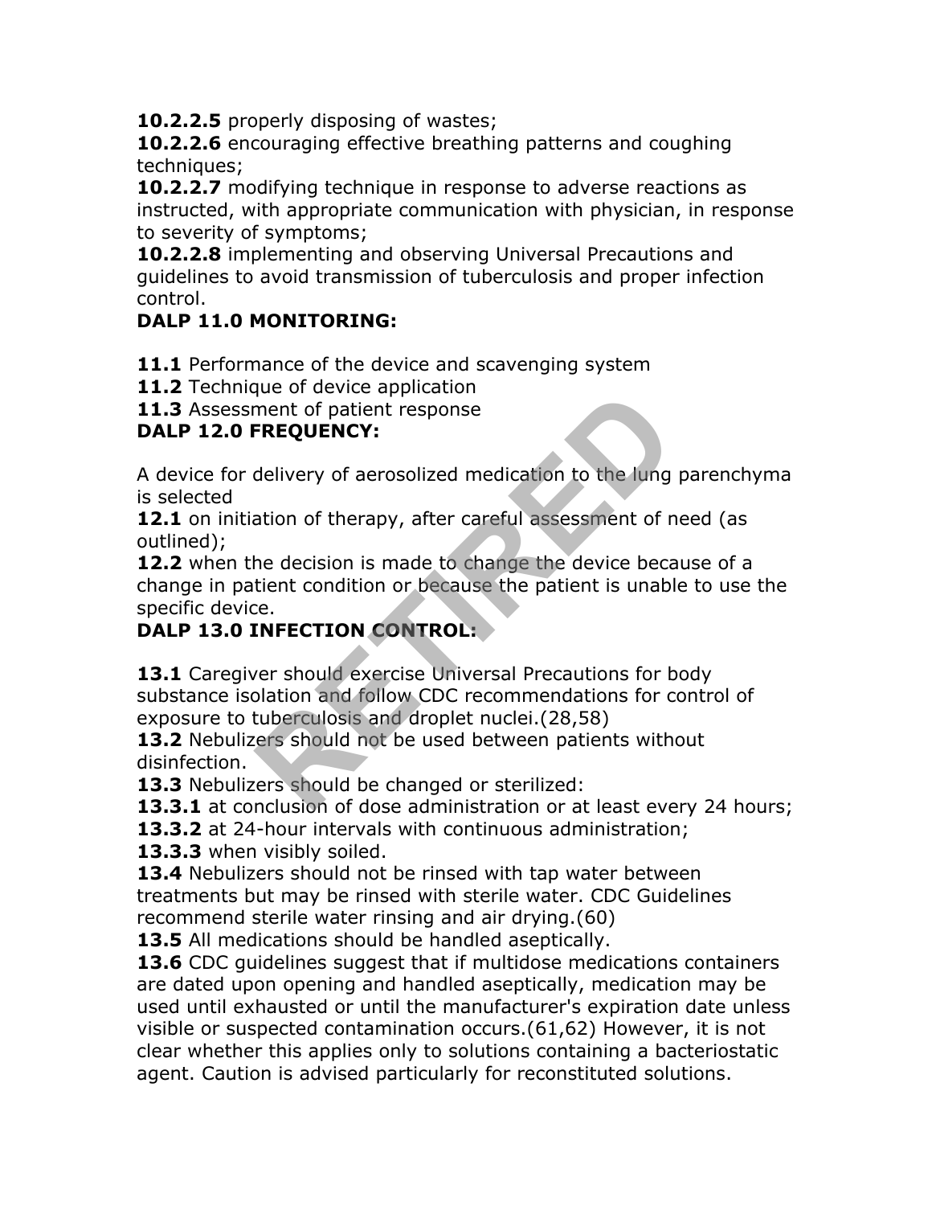**10.2.2.5** properly disposing of wastes;
**10.2.2.6** encouraging effective breathing patterns and coughing techniques;
**10.2.2.7** modifying technique in response to adverse reactions as instructed, with appropriate communication with physician, in response to severity of symptoms;
**10.2.2.8** implementing and observing Universal Precautions and guidelines to avoid transmission of tuberculosis and proper infection control.

**DALP 11.0 MONITORING:**

**11.1** Performance of the device and scavenging system
**11.2** Technique of device application
**11.3** Assessment of patient response

**DALP 12.0 FREQUENCY:**

A device for delivery of aerosolized medication to the lung parenchyma is selected
**12.1** on initiation of therapy, after careful assessment of need (as outlined);
**12.2** when the decision is made to change the device because of a change in patient condition or because the patient is unable to use the specific device.

**DALP 13.0 INFECTION CONTROL:**

**13.1** Caregiver should exercise Universal Precautions for body substance isolation and follow CDC recommendations for control of exposure to tuberculosis and droplet nuclei.(28,58)
**13.2** Nebulizers should not be used between patients without disinfection.
**13.3** Nebulizers should be changed or sterilized:
**13.3.1** at conclusion of dose administration or at least every 24 hours;
**13.3.2** at 24-hour intervals with continuous administration;
**13.3.3** when visibly soiled.
**13.4** Nebulizers should not be rinsed with tap water between treatments but may be rinsed with sterile water. CDC Guidelines recommend sterile water rinsing and air drying.(60)
**13.5** All medications should be handled aseptically.
**13.6** CDC guidelines suggest that if multidose medications containers are dated upon opening and handled aseptically, medication may be used until exhausted or until the manufacturer's expiration date unless visible or suspected contamination occurs.(61,62) However, it is not clear whether this applies only to solutions containing a bacteriostatic agent. Caution is advised particularly for reconstituted solutions.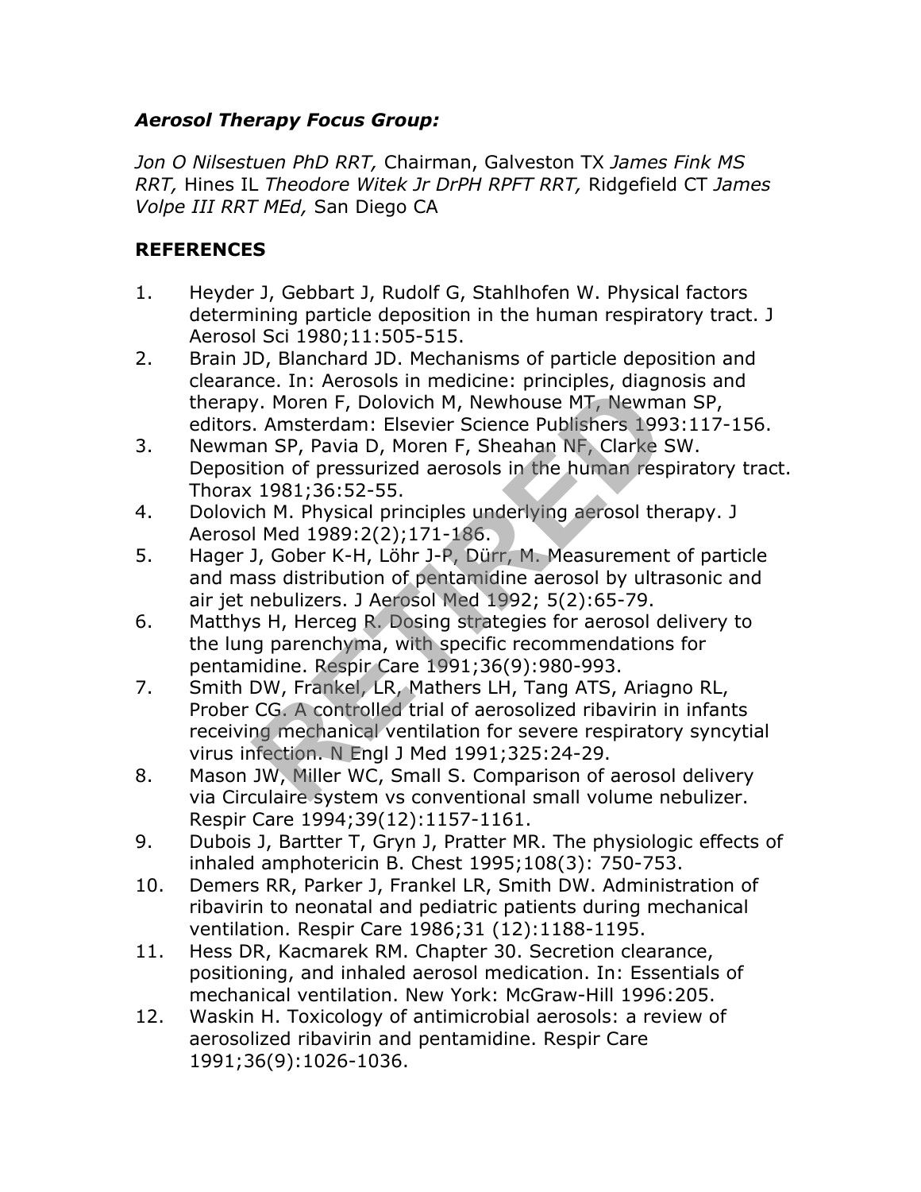**_Aerosol Therapy Focus Group:_**

*Jon O Nilsestuen PhD RRT,* Chairman, Galveston TX *James Fink MS RRT,* Hines IL *Theodore Witek Jr DrPH RPFT RRT,* Ridgefield CT *James Volpe III RRT MEd,* San Diego CA

## REFERENCES

1. Heyder J, Gebbart J, Rudolf G, Stahlhofen W. Physical factors determining particle deposition in the human respiratory tract. J Aerosol Sci 1980;11:505-515.
2. Brain JD, Blanchard JD. Mechanisms of particle deposition and clearance. In: Aerosols in medicine: principles, diagnosis and therapy. Moren F, Dolovich M, Newhouse MT, Newman SP, editors. Amsterdam: Elsevier Science Publishers 1993:117-156.
3. Newman SP, Pavia D, Moren F, Sheahan NF, Clarke SW. Deposition of pressurized aerosols in the human respiratory tract. Thorax 1981;36:52-55.
4. Dolovich M. Physical principles underlying aerosol therapy. J Aerosol Med 1989:2(2);171-186.
5. Hager J, Gober K-H, Löhr J-P, Dürr, M. Measurement of particle and mass distribution of pentamidine aerosol by ultrasonic and air jet nebulizers. J Aerosol Med 1992; 5(2):65-79.
6. Matthys H, Herceg R. Dosing strategies for aerosol delivery to the lung parenchyma, with specific recommendations for pentamidine. Respir Care 1991;36(9):980-993.
7. Smith DW, Frankel, LR, Mathers LH, Tang ATS, Ariagno RL, Prober CG. A controlled trial of aerosolized ribavirin in infants receiving mechanical ventilation for severe respiratory syncytial virus infection. N Engl J Med 1991;325:24-29.
8. Mason JW, Miller WC, Small S. Comparison of aerosol delivery via Circulaire system vs conventional small volume nebulizer. Respir Care 1994;39(12):1157-1161.
9. Dubois J, Bartter T, Gryn J, Pratter MR. The physiologic effects of inhaled amphotericin B. Chest 1995;108(3): 750-753.
10. Demers RR, Parker J, Frankel LR, Smith DW. Administration of ribavirin to neonatal and pediatric patients during mechanical ventilation. Respir Care 1986;31 (12):1188-1195.
11. Hess DR, Kacmarek RM. Chapter 30. Secretion clearance, positioning, and inhaled aerosol medication. In: Essentials of mechanical ventilation. New York: McGraw-Hill 1996:205.
12. Waskin H. Toxicology of antimicrobial aerosols: a review of aerosolized ribavirin and pentamidine. Respir Care 1991;36(9):1026-1036.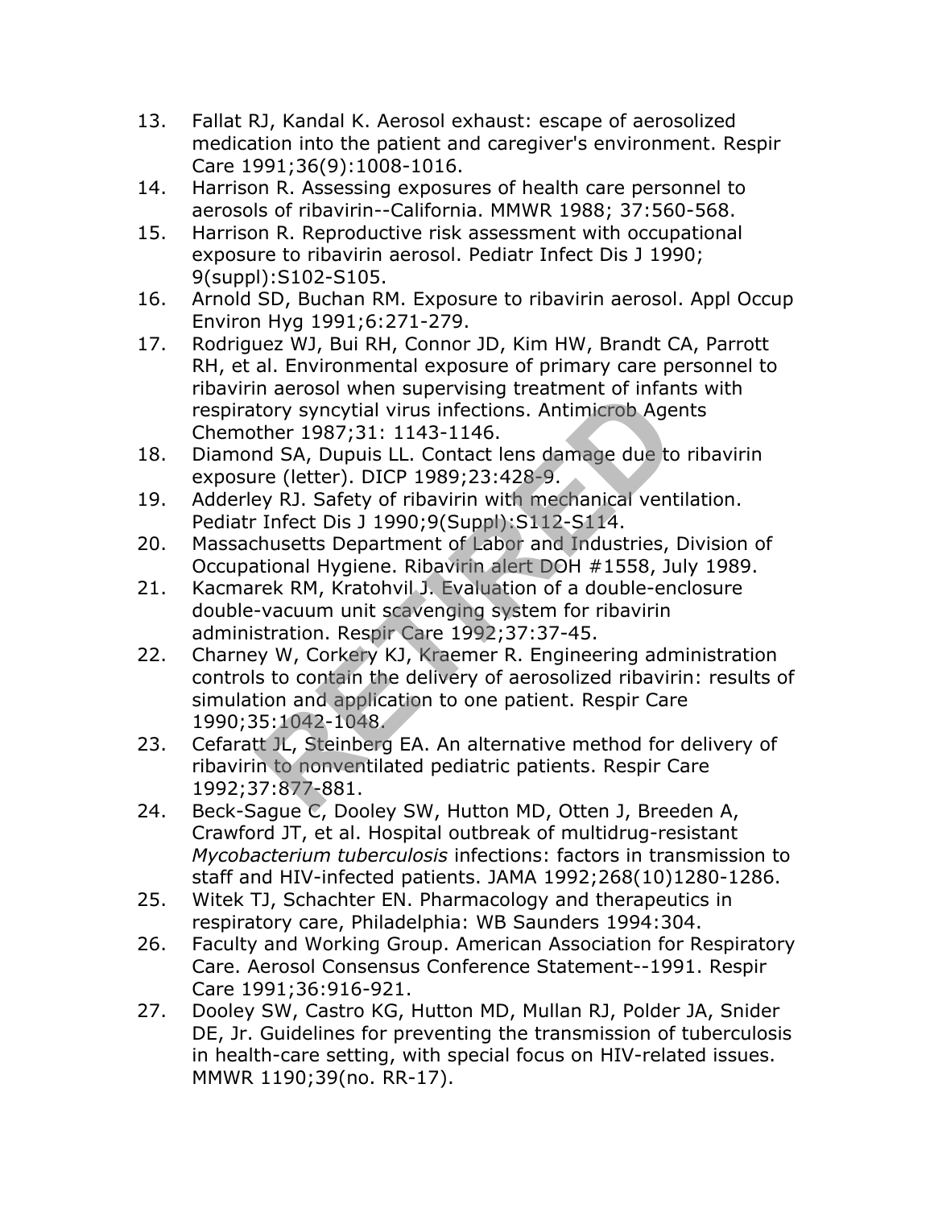13. Fallat RJ, Kandal K. Aerosol exhaust: escape of aerosolized medication into the patient and caregiver's environment. Respir Care 1991;36(9):1008-1016.
14. Harrison R. Assessing exposures of health care personnel to aerosols of ribavirin--California. MMWR 1988; 37:560-568.
15. Harrison R. Reproductive risk assessment with occupational exposure to ribavirin aerosol. Pediatr Infect Dis J 1990; 9(suppl):S102-S105.
16. Arnold SD, Buchan RM. Exposure to ribavirin aerosol. Appl Occup Environ Hyg 1991;6:271-279.
17. Rodriguez WJ, Bui RH, Connor JD, Kim HW, Brandt CA, Parrott RH, et al. Environmental exposure of primary care personnel to ribavirin aerosol when supervising treatment of infants with respiratory syncytial virus infections. Antimicrob Agents Chemother 1987;31: 1143-1146.
18. Diamond SA, Dupuis LL. Contact lens damage due to ribavirin exposure (letter). DICP 1989;23:428-9.
19. Adderley RJ. Safety of ribavirin with mechanical ventilation. Pediatr Infect Dis J 1990;9(Suppl):S112-S114.
20. Massachusetts Department of Labor and Industries, Division of Occupational Hygiene. Ribavirin alert DOH #1558, July 1989.
21. Kacmarek RM, Kratohvil J. Evaluation of a double-enclosure double-vacuum unit scavenging system for ribavirin administration. Respir Care 1992;37:37-45.
22. Charney W, Corkery KJ, Kraemer R. Engineering administration controls to contain the delivery of aerosolized ribavirin: results of simulation and application to one patient. Respir Care 1990;35:1042-1048.
23. Cefaratt JL, Steinberg EA. An alternative method for delivery of ribavirin to nonventilated pediatric patients. Respir Care 1992;37:877-881.
24. Beck-Sague C, Dooley SW, Hutton MD, Otten J, Breeden A, Crawford JT, et al. Hospital outbreak of multidrug-resistant *Mycobacterium tuberculosis* infections: factors in transmission to staff and HIV-infected patients. JAMA 1992;268(10)1280-1286.
25. Witek TJ, Schachter EN. Pharmacology and therapeutics in respiratory care, Philadelphia: WB Saunders 1994:304.
26. Faculty and Working Group. American Association for Respiratory Care. Aerosol Consensus Conference Statement--1991. Respir Care 1991;36:916-921.
27. Dooley SW, Castro KG, Hutton MD, Mullan RJ, Polder JA, Snider DE, Jr. Guidelines for preventing the transmission of tuberculosis in health-care setting, with special focus on HIV-related issues. MMWR 1190;39(no. RR-17).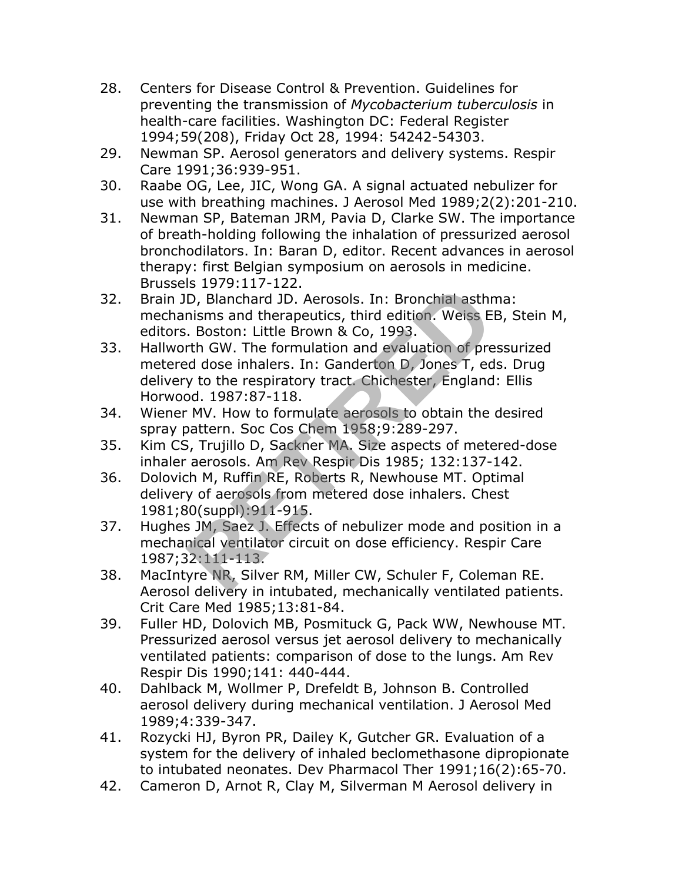28. Centers for Disease Control & Prevention. Guidelines for preventing the transmission of *Mycobacterium tuberculosis* in health-care facilities. Washington DC: Federal Register 1994;59(208), Friday Oct 28, 1994: 54242-54303.
29. Newman SP. Aerosol generators and delivery systems. Respir Care 1991;36:939-951.
30. Raabe OG, Lee, JIC, Wong GA. A signal actuated nebulizer for use with breathing machines. J Aerosol Med 1989;2(2):201-210.
31. Newman SP, Bateman JRM, Pavia D, Clarke SW. The importance of breath-holding following the inhalation of pressurized aerosol bronchodilators. In: Baran D, editor. Recent advances in aerosol therapy: first Belgian symposium on aerosols in medicine. Brussels 1979:117-122.
32. Brain JD, Blanchard JD. Aerosols. In: Bronchial asthma: mechanisms and therapeutics, third edition. Weiss EB, Stein M, editors. Boston: Little Brown & Co, 1993.
33. Hallworth GW. The formulation and evaluation of pressurized metered dose inhalers. In: Ganderton D, Jones T, eds. Drug delivery to the respiratory tract. Chichester, England: Ellis Horwood. 1987:87-118.
34. Wiener MV. How to formulate aerosols to obtain the desired spray pattern. Soc Cos Chem 1958;9:289-297.
35. Kim CS, Trujillo D, Sackner MA. Size aspects of metered-dose inhaler aerosols. Am Rev Respir Dis 1985; 132:137-142.
36. Dolovich M, Ruffin RE, Roberts R, Newhouse MT. Optimal delivery of aerosols from metered dose inhalers. Chest 1981;80(suppl):911-915.
37. Hughes JM, Saez J. Effects of nebulizer mode and position in a mechanical ventilator circuit on dose efficiency. Respir Care 1987;32:111-113.
38. MacIntyre NR, Silver RM, Miller CW, Schuler F, Coleman RE. Aerosol delivery in intubated, mechanically ventilated patients. Crit Care Med 1985;13:81-84.
39. Fuller HD, Dolovich MB, Posmituck G, Pack WW, Newhouse MT. Pressurized aerosol versus jet aerosol delivery to mechanically ventilated patients: comparison of dose to the lungs. Am Rev Respir Dis 1990;141: 440-444.
40. Dahlback M, Wollmer P, Drefeldt B, Johnson B. Controlled aerosol delivery during mechanical ventilation. J Aerosol Med 1989;4:339-347.
41. Rozycki HJ, Byron PR, Dailey K, Gutcher GR. Evaluation of a system for the delivery of inhaled beclomethasone dipropionate to intubated neonates. Dev Pharmacol Ther 1991;16(2):65-70.
42. Cameron D, Arnot R, Clay M, Silverman M Aerosol delivery in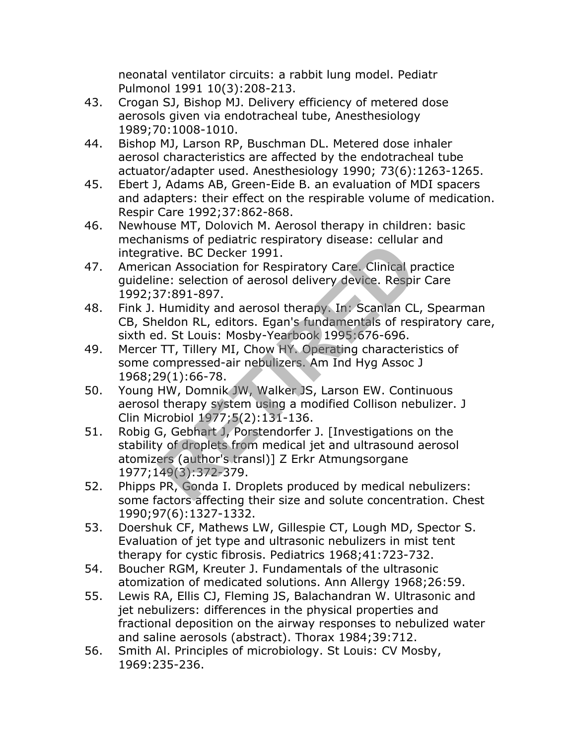neonatal ventilator circuits: a rabbit lung model. Pediatr Pulmonol 1991 10(3):208-213.

43. Crogan SJ, Bishop MJ. Delivery efficiency of metered dose aerosols given via endotracheal tube, Anesthesiology 1989;70:1008-1010.
44. Bishop MJ, Larson RP, Buschman DL. Metered dose inhaler aerosol characteristics are affected by the endotracheal tube actuator/adapter used. Anesthesiology 1990; 73(6):1263-1265.
45. Ebert J, Adams AB, Green-Eide B. an evaluation of MDI spacers and adapters: their effect on the respirable volume of medication. Respir Care 1992;37:862-868.
46. Newhouse MT, Dolovich M. Aerosol therapy in children: basic mechanisms of pediatric respiratory disease: cellular and integrative. BC Decker 1991.
47. American Association for Respiratory Care. Clinical practice guideline: selection of aerosol delivery device. Respir Care 1992;37:891-897.
48. Fink J. Humidity and aerosol therapy. In: Scanlan CL, Spearman CB, Sheldon RL, editors. Egan's fundamentals of respiratory care, sixth ed. St Louis: Mosby-Yearbook 1995:676-696.
49. Mercer TT, Tillery MI, Chow HY. Operating characteristics of some compressed-air nebulizers. Am Ind Hyg Assoc J 1968;29(1):66-78.
50. Young HW, Domnik JW, Walker JS, Larson EW. Continuous aerosol therapy system using a modified Collison nebulizer. J Clin Microbiol 1977;5(2):131-136.
51. Robig G, Gebhart J, Porstendorfer J. [Investigations on the stability of droplets from medical jet and ultrasound aerosol atomizers (author's transl)] Z Erkr Atmungsorgane 1977;149(3):372-379.
52. Phipps PR, Gonda I. Droplets produced by medical nebulizers: some factors affecting their size and solute concentration. Chest 1990;97(6):1327-1332.
53. Doershuk CF, Mathews LW, Gillespie CT, Lough MD, Spector S. Evaluation of jet type and ultrasonic nebulizers in mist tent therapy for cystic fibrosis. Pediatrics 1968;41:723-732.
54. Boucher RGM, Kreuter J. Fundamentals of the ultrasonic atomization of medicated solutions. Ann Allergy 1968;26:59.
55. Lewis RA, Ellis CJ, Fleming JS, Balachandran W. Ultrasonic and jet nebulizers: differences in the physical properties and fractional deposition on the airway responses to nebulized water and saline aerosols (abstract). Thorax 1984;39:712.
56. Smith Al. Principles of microbiology. St Louis: CV Mosby, 1969:235-236.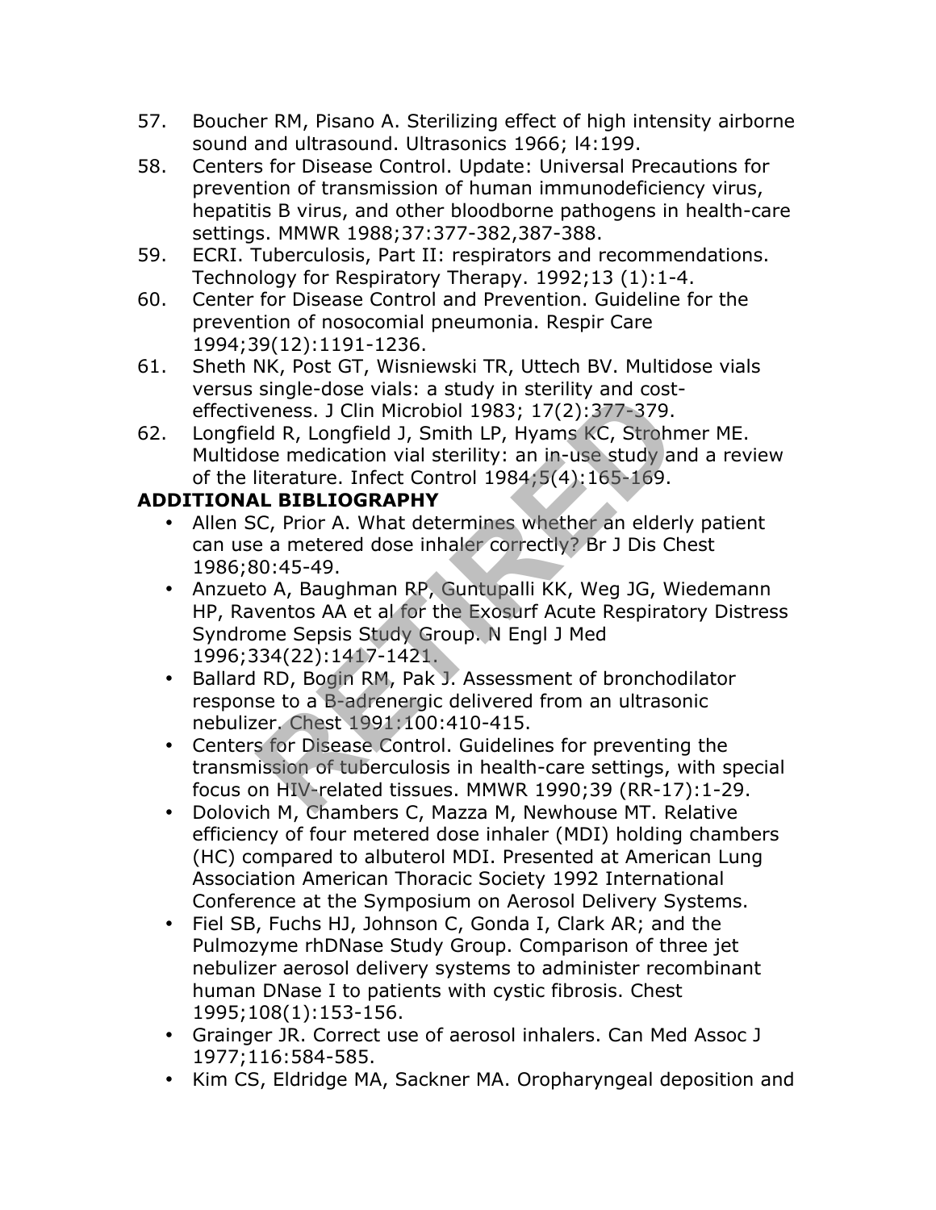57. Boucher RM, Pisano A. Sterilizing effect of high intensity airborne sound and ultrasound. Ultrasonics 1966; l4:199.
58. Centers for Disease Control. Update: Universal Precautions for prevention of transmission of human immunodeficiency virus, hepatitis B virus, and other bloodborne pathogens in health-care settings. MMWR 1988;37:377-382,387-388.
59. ECRI. Tuberculosis, Part II: respirators and recommendations. Technology for Respiratory Therapy. 1992;13 (1):1-4.
60. Center for Disease Control and Prevention. Guideline for the prevention of nosocomial pneumonia. Respir Care 1994;39(12):1191-1236.
61. Sheth NK, Post GT, Wisniewski TR, Uttech BV. Multidose vials versus single-dose vials: a study in sterility and cost-effectiveness. J Clin Microbiol 1983; 17(2):377-379.
62. Longfield R, Longfield J, Smith LP, Hyams KC, Strohmer ME. Multidose medication vial sterility: an in-use study and a review of the literature. Infect Control 1984;5(4):165-169.

**ADDITIONAL BIBLIOGRAPHY**

- Allen SC, Prior A. What determines whether an elderly patient can use a metered dose inhaler correctly? Br J Dis Chest 1986;80:45-49.
- Anzueto A, Baughman RP, Guntupalli KK, Weg JG, Wiedemann HP, Raventos AA et al for the Exosurf Acute Respiratory Distress Syndrome Sepsis Study Group. N Engl J Med 1996;334(22):1417-1421.
- Ballard RD, Bogin RM, Pak J. Assessment of bronchodilator response to a B-adrenergic delivered from an ultrasonic nebulizer. Chest 1991:100:410-415.
- Centers for Disease Control. Guidelines for preventing the transmission of tuberculosis in health-care settings, with special focus on HIV-related tissues. MMWR 1990;39 (RR-17):1-29.
- Dolovich M, Chambers C, Mazza M, Newhouse MT. Relative efficiency of four metered dose inhaler (MDI) holding chambers (HC) compared to albuterol MDI. Presented at American Lung Association American Thoracic Society 1992 International Conference at the Symposium on Aerosol Delivery Systems.
- Fiel SB, Fuchs HJ, Johnson C, Gonda I, Clark AR; and the Pulmozyme rhDNase Study Group. Comparison of three jet nebulizer aerosol delivery systems to administer recombinant human DNase I to patients with cystic fibrosis. Chest 1995;108(1):153-156.
- Grainger JR. Correct use of aerosol inhalers. Can Med Assoc J 1977;116:584-585.
- Kim CS, Eldridge MA, Sackner MA. Oropharyngeal deposition and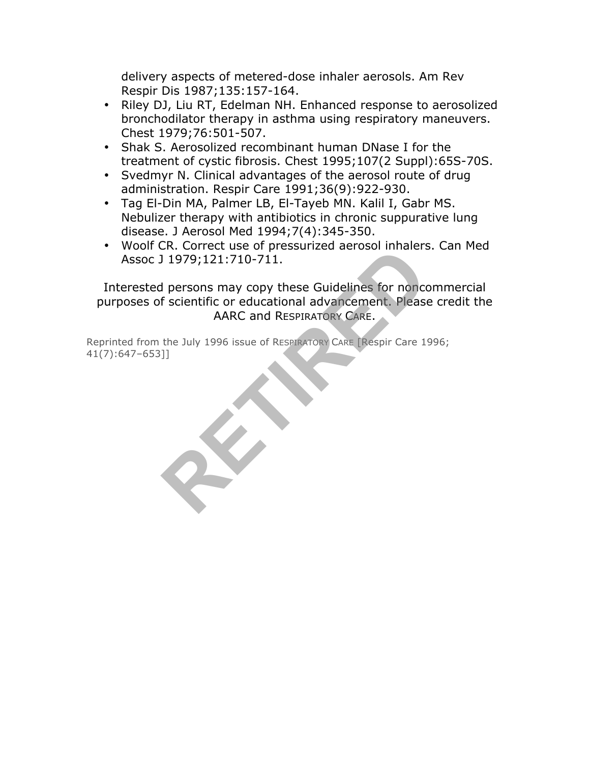delivery aspects of metered-dose inhaler aerosols. Am Rev Respir Dis 1987;135:157-164.

- Riley DJ, Liu RT, Edelman NH. Enhanced response to aerosolized bronchodilator therapy in asthma using respiratory maneuvers. Chest 1979;76:501-507.
- Shak S. Aerosolized recombinant human DNase I for the treatment of cystic fibrosis. Chest 1995;107(2 Suppl):65S-70S.
- Svedmyr N. Clinical advantages of the aerosol route of drug administration. Respir Care 1991;36(9):922-930.
- Tag El-Din MA, Palmer LB, El-Tayeb MN. Kalil I, Gabr MS. Nebulizer therapy with antibiotics in chronic suppurative lung disease. J Aerosol Med 1994;7(4):345-350.
- Woolf CR. Correct use of pressurized aerosol inhalers. Can Med Assoc J 1979;121:710-711.

Interested persons may copy these Guidelines for noncommercial purposes of scientific or educational advancement. Please credit the AARC and RESPIRATORY CARE.

Reprinted from the July 1996 issue of RESPIRATORY CARE [Respir Care 1996; 41(7):647–653]]

RETIRED